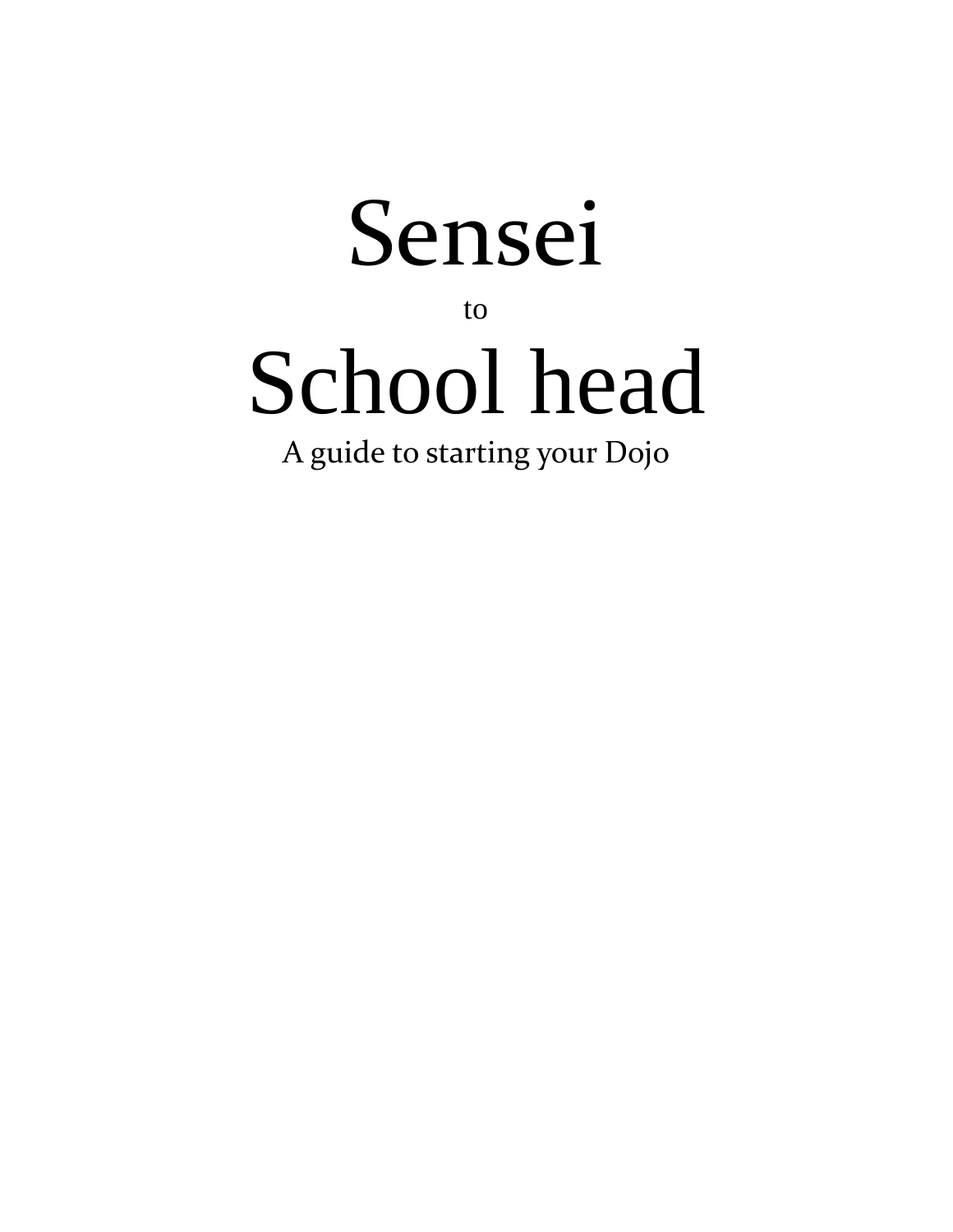# Sensei

to

# School head

A guide to starting your Dojo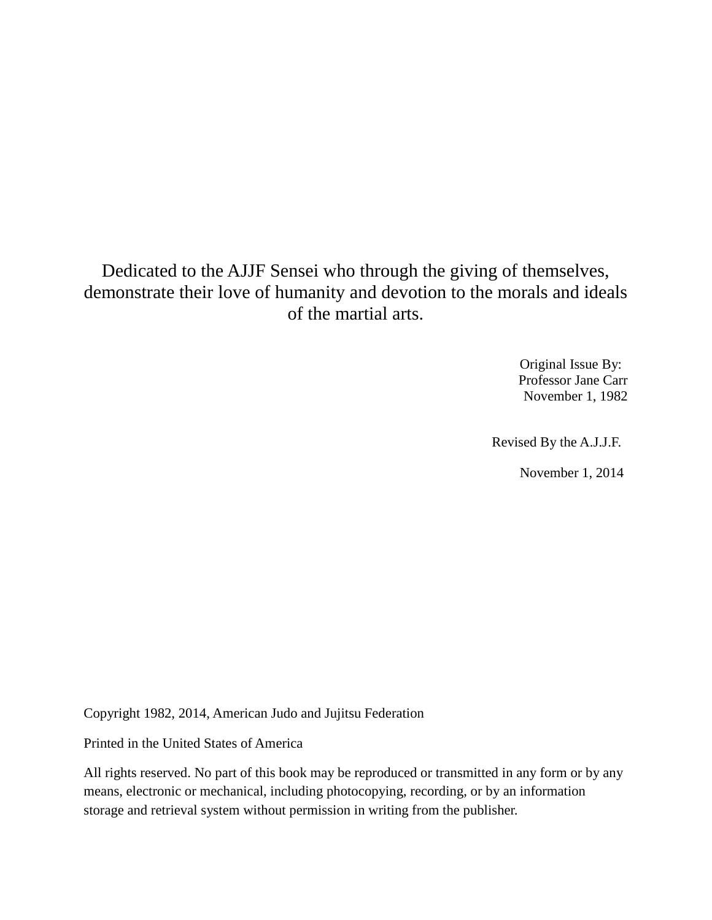Dedicated to the AJJF Sensei who through the giving of themselves, demonstrate their love of humanity and devotion to the morals and ideals of the martial arts.

Original Issue By:
Professor Jane Carr
November 1, 1982

Revised By the A.J.J.F.

November 1, 2014

Copyright 1982, 2014, American Judo and Jujitsu Federation

Printed in the United States of America

All rights reserved. No part of this book may be reproduced or transmitted in any form or by any means, electronic or mechanical, including photocopying, recording, or by an information storage and retrieval system without permission in writing from the publisher.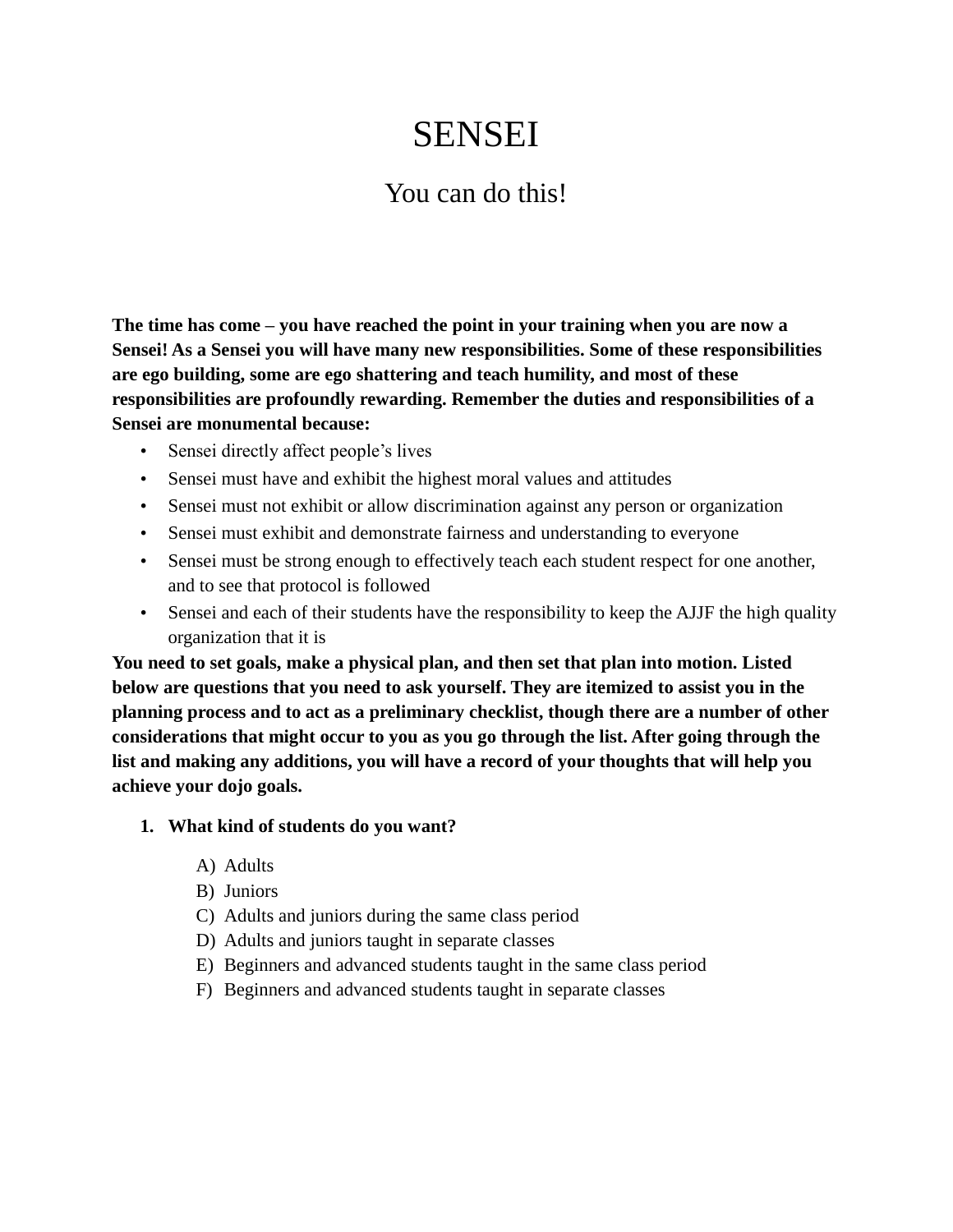# SENSEI

## You can do this!

**The time has come – you have reached the point in your training when you are now a Sensei! As a Sensei you will have many new responsibilities. Some of these responsibilities are ego building, some are ego shattering and teach humility, and most of these responsibilities are profoundly rewarding. Remember the duties and responsibilities of a Sensei are monumental because:**

- Sensei directly affect people's lives
- Sensei must have and exhibit the highest moral values and attitudes
- Sensei must not exhibit or allow discrimination against any person or organization
- Sensei must exhibit and demonstrate fairness and understanding to everyone
- Sensei must be strong enough to effectively teach each student respect for one another, and to see that protocol is followed
- Sensei and each of their students have the responsibility to keep the AJJF the high quality organization that it is

**You need to set goals, make a physical plan, and then set that plan into motion. Listed below are questions that you need to ask yourself. They are itemized to assist you in the planning process and to act as a preliminary checklist, though there are a number of other considerations that might occur to you as you go through the list. After going through the list and making any additions, you will have a record of your thoughts that will help you achieve your dojo goals.**

1. **What kind of students do you want?**

    A) Adults
    B) Juniors
    C) Adults and juniors during the same class period
    D) Adults and juniors taught in separate classes
    E) Beginners and advanced students taught in the same class period
    F) Beginners and advanced students taught in separate classes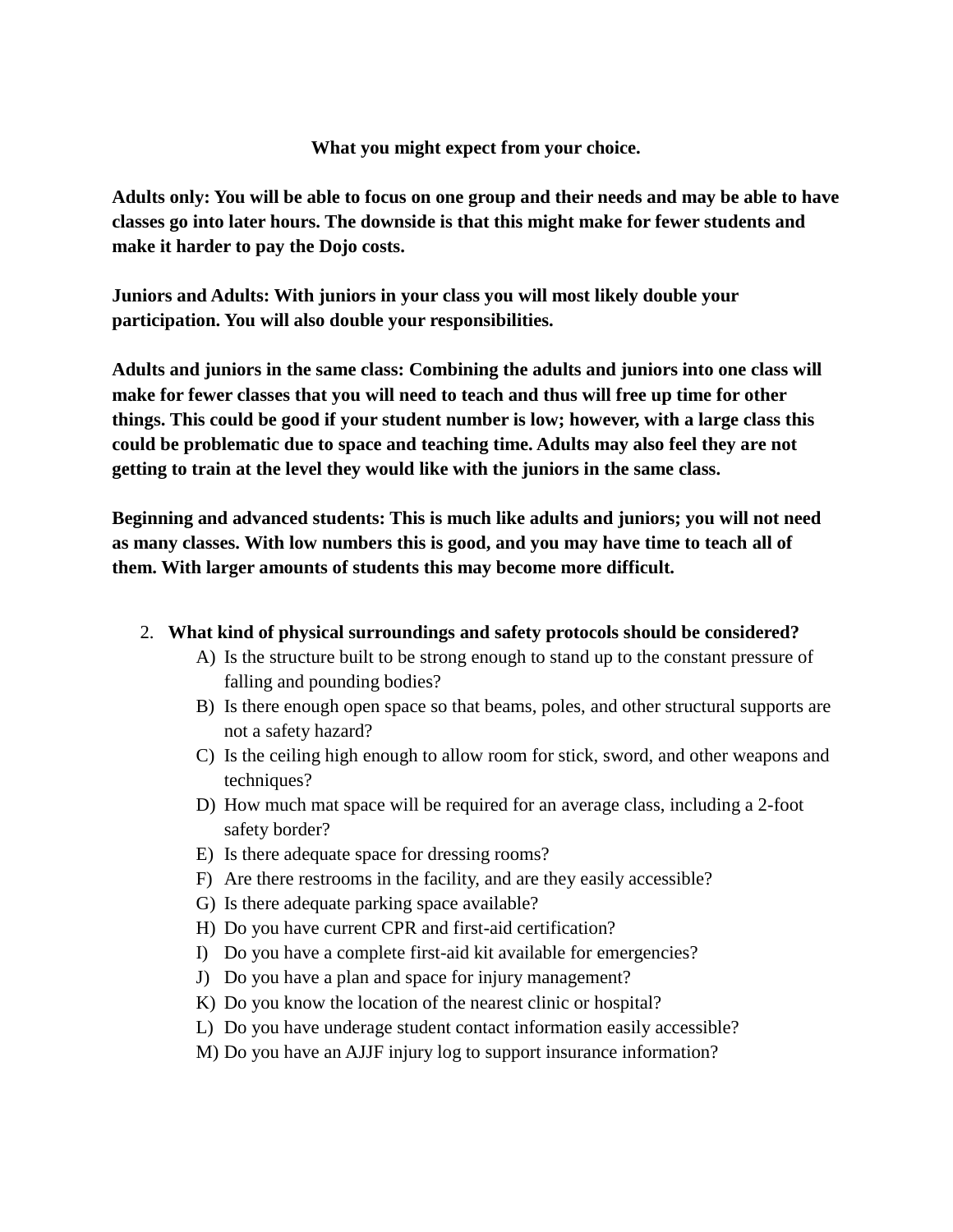**What you might expect from your choice.**

**Adults only: You will be able to focus on one group and their needs and may be able to have classes go into later hours. The downside is that this might make for fewer students and make it harder to pay the Dojo costs.**

**Juniors and Adults: With juniors in your class you will most likely double your participation. You will also double your responsibilities.**

**Adults and juniors in the same class: Combining the adults and juniors into one class will make for fewer classes that you will need to teach and thus will free up time for other things. This could be good if your student number is low; however, with a large class this could be problematic due to space and teaching time. Adults may also feel they are not getting to train at the level they would like with the juniors in the same class.**

**Beginning and advanced students: This is much like adults and juniors; you will not need as many classes. With low numbers this is good, and you may have time to teach all of them. With larger amounts of students this may become more difficult.**

2. **What kind of physical surroundings and safety protocols should be considered?**
   - A) Is the structure built to be strong enough to stand up to the constant pressure of falling and pounding bodies?
   - B) Is there enough open space so that beams, poles, and other structural supports are not a safety hazard?
   - C) Is the ceiling high enough to allow room for stick, sword, and other weapons and techniques?
   - D) How much mat space will be required for an average class, including a 2-foot safety border?
   - E) Is there adequate space for dressing rooms?
   - F) Are there restrooms in the facility, and are they easily accessible?
   - G) Is there adequate parking space available?
   - H) Do you have current CPR and first-aid certification?
   - I) Do you have a complete first-aid kit available for emergencies?
   - J) Do you have a plan and space for injury management?
   - K) Do you know the location of the nearest clinic or hospital?
   - L) Do you have underage student contact information easily accessible?
   - M) Do you have an AJJF injury log to support insurance information?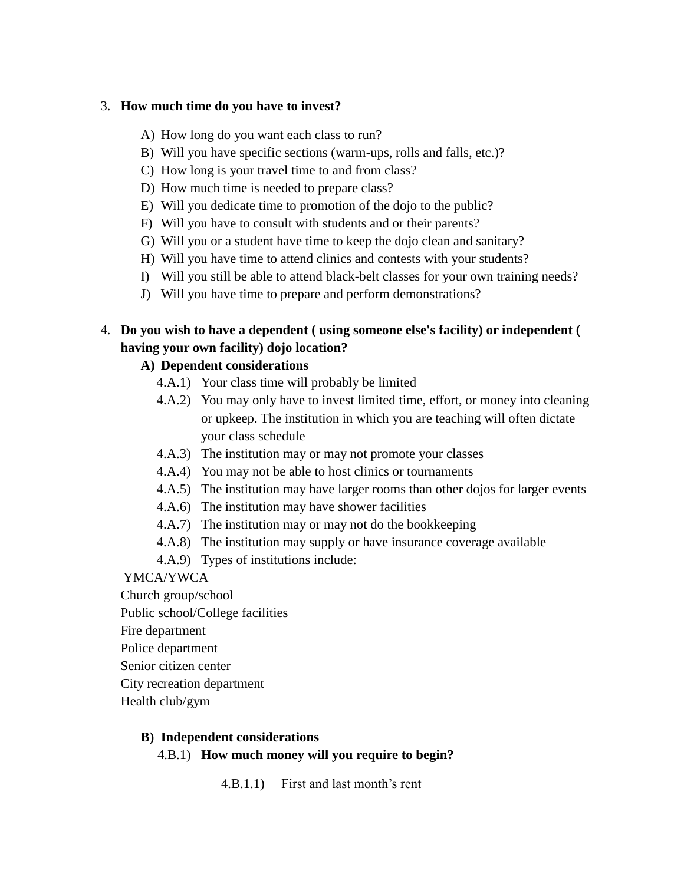3. **How much time do you have to invest?**

    A) How long do you want each class to run?
    B) Will you have specific sections (warm-ups, rolls and falls, etc.)?
    C) How long is your travel time to and from class?
    D) How much time is needed to prepare class?
    E) Will you dedicate time to promotion of the dojo to the public?
    F) Will you have to consult with students and or their parents?
    G) Will you or a student have time to keep the dojo clean and sanitary?
    H) Will you have time to attend clinics and contests with your students?
    I) Will you still be able to attend black-belt classes for your own training needs?
    J) Will you have time to prepare and perform demonstrations?

4. **Do you wish to have a dependent ( using someone else's facility) or independent ( having your own facility) dojo location?**

    **A) Dependent considerations**

    4.A.1) Your class time will probably be limited
    4.A.2) You may only have to invest limited time, effort, or money into cleaning or upkeep. The institution in which you are teaching will often dictate your class schedule
    4.A.3) The institution may or may not promote your classes
    4.A.4) You may not be able to host clinics or tournaments
    4.A.5) The institution may have larger rooms than other dojos for larger events
    4.A.6) The institution may have shower facilities
    4.A.7) The institution may or may not do the bookkeeping
    4.A.8) The institution may supply or have insurance coverage available
    4.A.9) Types of institutions include:

    YMCA/YWCA
    Church group/school
    Public school/College facilities
    Fire department
    Police department
    Senior citizen center
    City recreation department
    Health club/gym

    **B) Independent considerations**

    4.B.1) **How much money will you require to begin?**

    4.B.1.1) First and last month's rent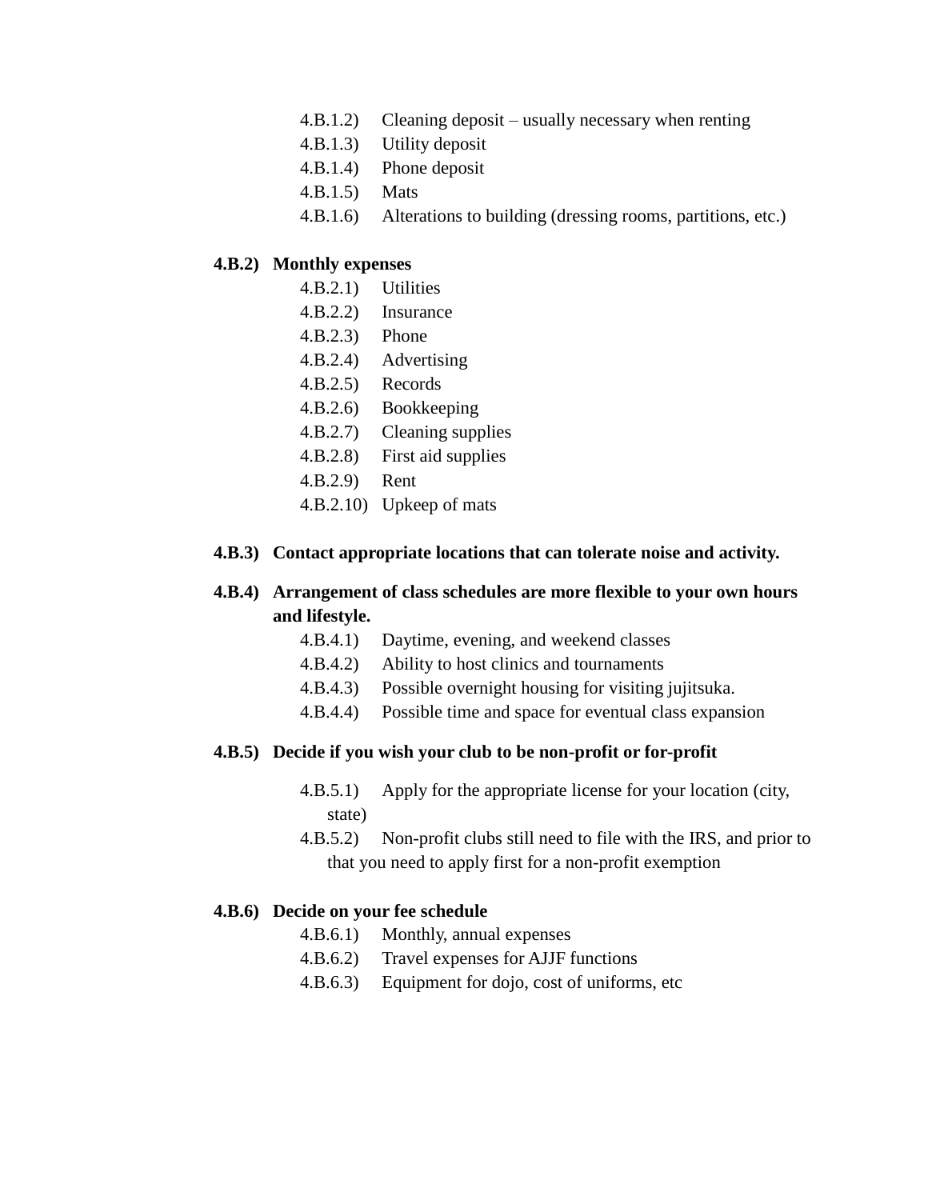- 4.B.1.2) Cleaning deposit – usually necessary when renting
- 4.B.1.3) Utility deposit
- 4.B.1.4) Phone deposit
- 4.B.1.5) Mats
- 4.B.1.6) Alterations to building (dressing rooms, partitions, etc.)

**4.B.2) Monthly expenses**

- 4.B.2.1) Utilities
- 4.B.2.2) Insurance
- 4.B.2.3) Phone
- 4.B.2.4) Advertising
- 4.B.2.5) Records
- 4.B.2.6) Bookkeeping
- 4.B.2.7) Cleaning supplies
- 4.B.2.8) First aid supplies
- 4.B.2.9) Rent
- 4.B.2.10) Upkeep of mats

**4.B.3) Contact appropriate locations that can tolerate noise and activity.**

**4.B.4) Arrangement of class schedules are more flexible to your own hours and lifestyle.**

- 4.B.4.1) Daytime, evening, and weekend classes
- 4.B.4.2) Ability to host clinics and tournaments
- 4.B.4.3) Possible overnight housing for visiting jujitsuka.
- 4.B.4.4) Possible time and space for eventual class expansion

**4.B.5) Decide if you wish your club to be non-profit or for-profit**

- 4.B.5.1) Apply for the appropriate license for your location (city, state)
- 4.B.5.2) Non-profit clubs still need to file with the IRS, and prior to that you need to apply first for a non-profit exemption

**4.B.6) Decide on your fee schedule**

- 4.B.6.1) Monthly, annual expenses
- 4.B.6.2) Travel expenses for AJJF functions
- 4.B.6.3) Equipment for dojo, cost of uniforms, etc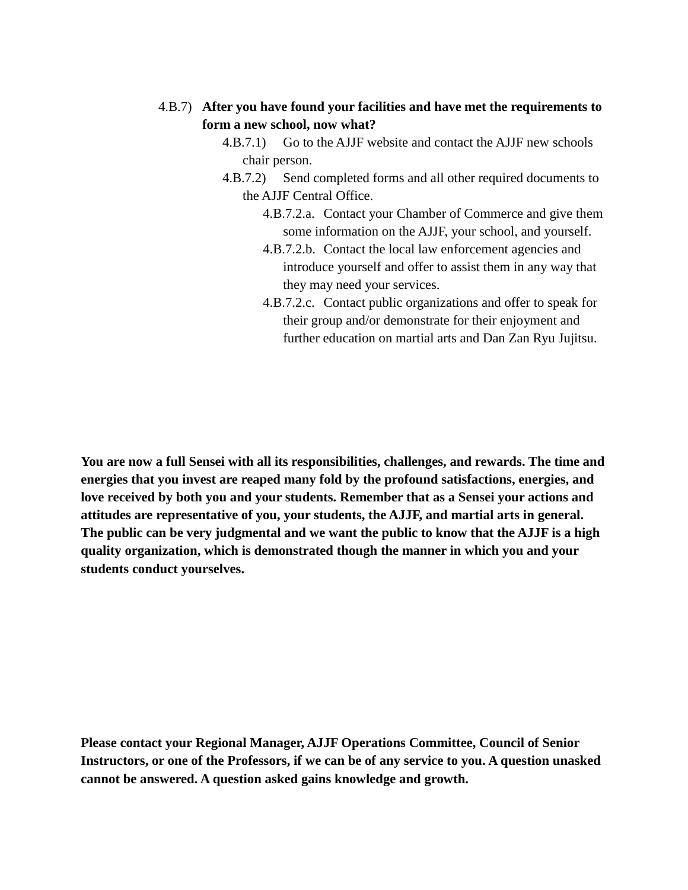- 4.B.7) **After you have found your facilities and have met the requirements to form a new school, now what?**
  - 4.B.7.1) Go to the AJJF website and contact the AJJF new schools chair person.
  - 4.B.7.2) Send completed forms and all other required documents to the AJJF Central Office.
    - 4.B.7.2.a. Contact your Chamber of Commerce and give them some information on the AJJF, your school, and yourself.
    - 4.B.7.2.b. Contact the local law enforcement agencies and introduce yourself and offer to assist them in any way that they may need your services.
    - 4.B.7.2.c. Contact public organizations and offer to speak for their group and/or demonstrate for their enjoyment and further education on martial arts and Dan Zan Ryu Jujitsu.

**You are now a full Sensei with all its responsibilities, challenges, and rewards. The time and energies that you invest are reaped many fold by the profound satisfactions, energies, and love received by both you and your students. Remember that as a Sensei your actions and attitudes are representative of you, your students, the AJJF, and martial arts in general. The public can be very judgmental and we want the public to know that the AJJF is a high quality organization, which is demonstrated though the manner in which you and your students conduct yourselves.**

**Please contact your Regional Manager, AJJF Operations Committee, Council of Senior Instructors, or one of the Professors, if we can be of any service to you. A question unasked cannot be answered. A question asked gains knowledge and growth.**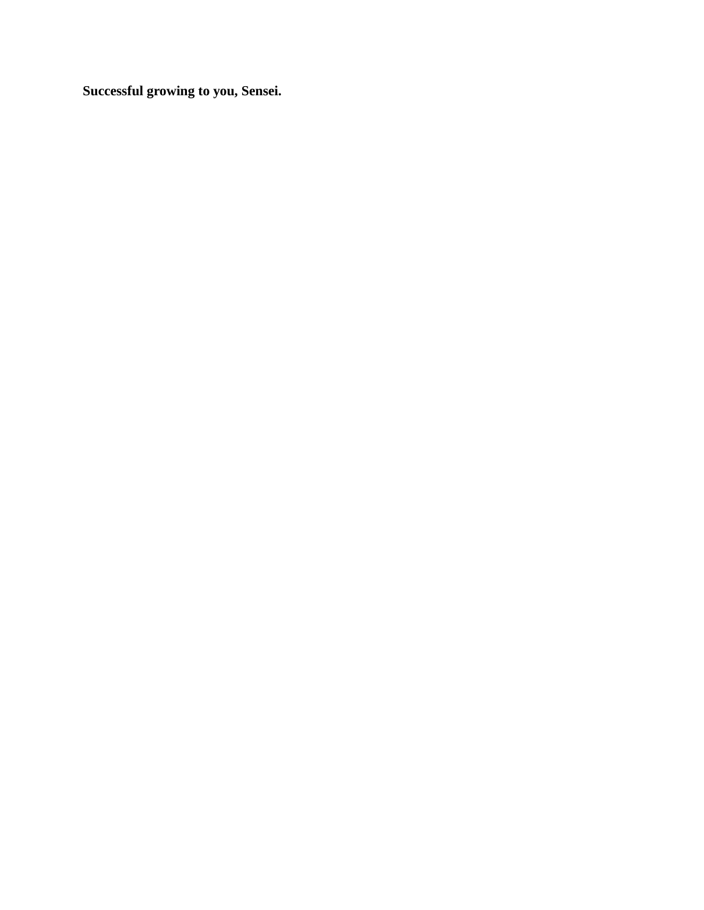**Successful growing to you, Sensei.**